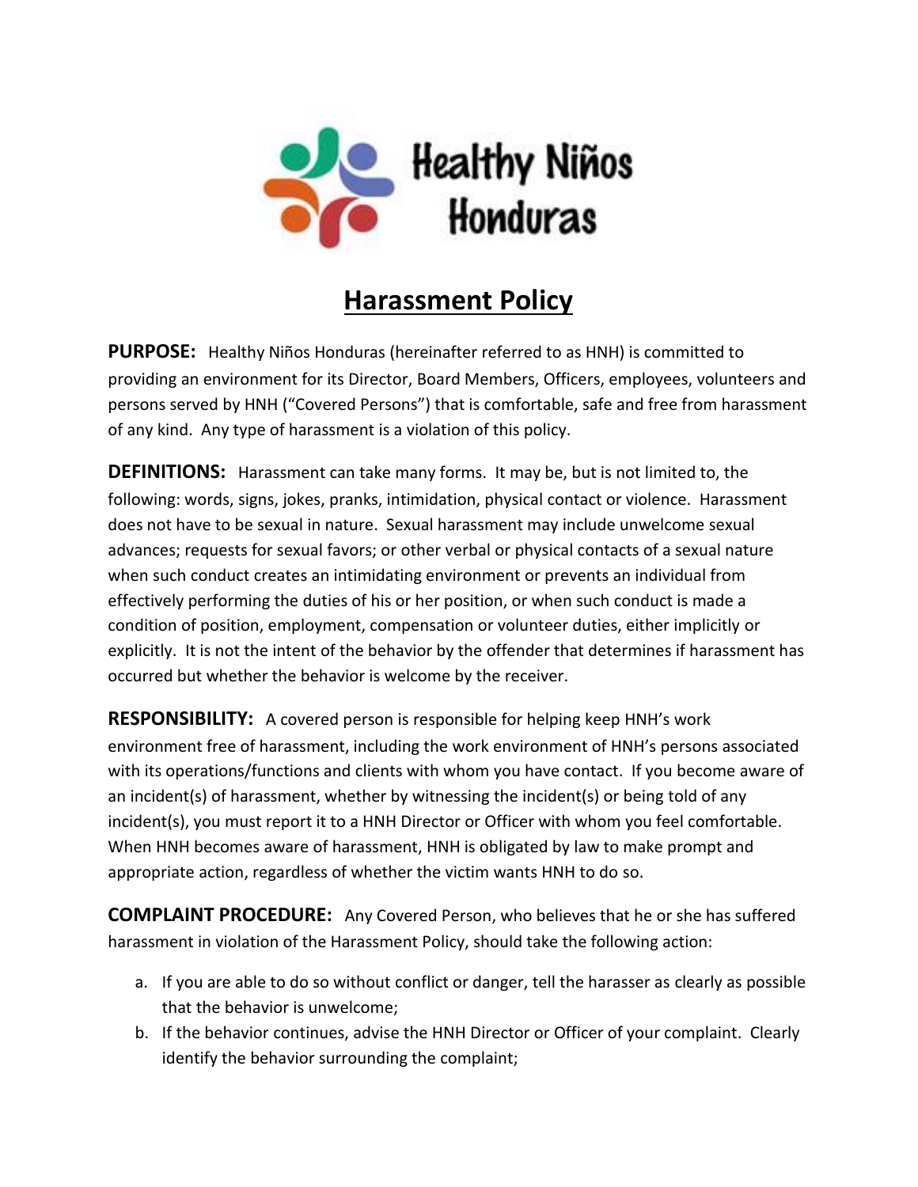Healthy Niños Honduras

# Harassment Policy

**PURPOSE:** Healthy Niños Honduras (hereinafter referred to as HNH) is committed to providing an environment for its Director, Board Members, Officers, employees, volunteers and persons served by HNH ("Covered Persons") that is comfortable, safe and free from harassment of any kind. Any type of harassment is a violation of this policy.

**DEFINITIONS:** Harassment can take many forms. It may be, but is not limited to, the following: words, signs, jokes, pranks, intimidation, physical contact or violence. Harassment does not have to be sexual in nature. Sexual harassment may include unwelcome sexual advances; requests for sexual favors; or other verbal or physical contacts of a sexual nature when such conduct creates an intimidating environment or prevents an individual from effectively performing the duties of his or her position, or when such conduct is made a condition of position, employment, compensation or volunteer duties, either implicitly or explicitly. It is not the intent of the behavior by the offender that determines if harassment has occurred but whether the behavior is welcome by the receiver.

**RESPONSIBILITY:** A covered person is responsible for helping keep HNH's work environment free of harassment, including the work environment of HNH's persons associated with its operations/functions and clients with whom you have contact. If you become aware of an incident(s) of harassment, whether by witnessing the incident(s) or being told of any incident(s), you must report it to a HNH Director or Officer with whom you feel comfortable. When HNH becomes aware of harassment, HNH is obligated by law to make prompt and appropriate action, regardless of whether the victim wants HNH to do so.

**COMPLAINT PROCEDURE:** Any Covered Person, who believes that he or she has suffered harassment in violation of the Harassment Policy, should take the following action:

a. If you are able to do so without conflict or danger, tell the harasser as clearly as possible that the behavior is unwelcome;
b. If the behavior continues, advise the HNH Director or Officer of your complaint. Clearly identify the behavior surrounding the complaint;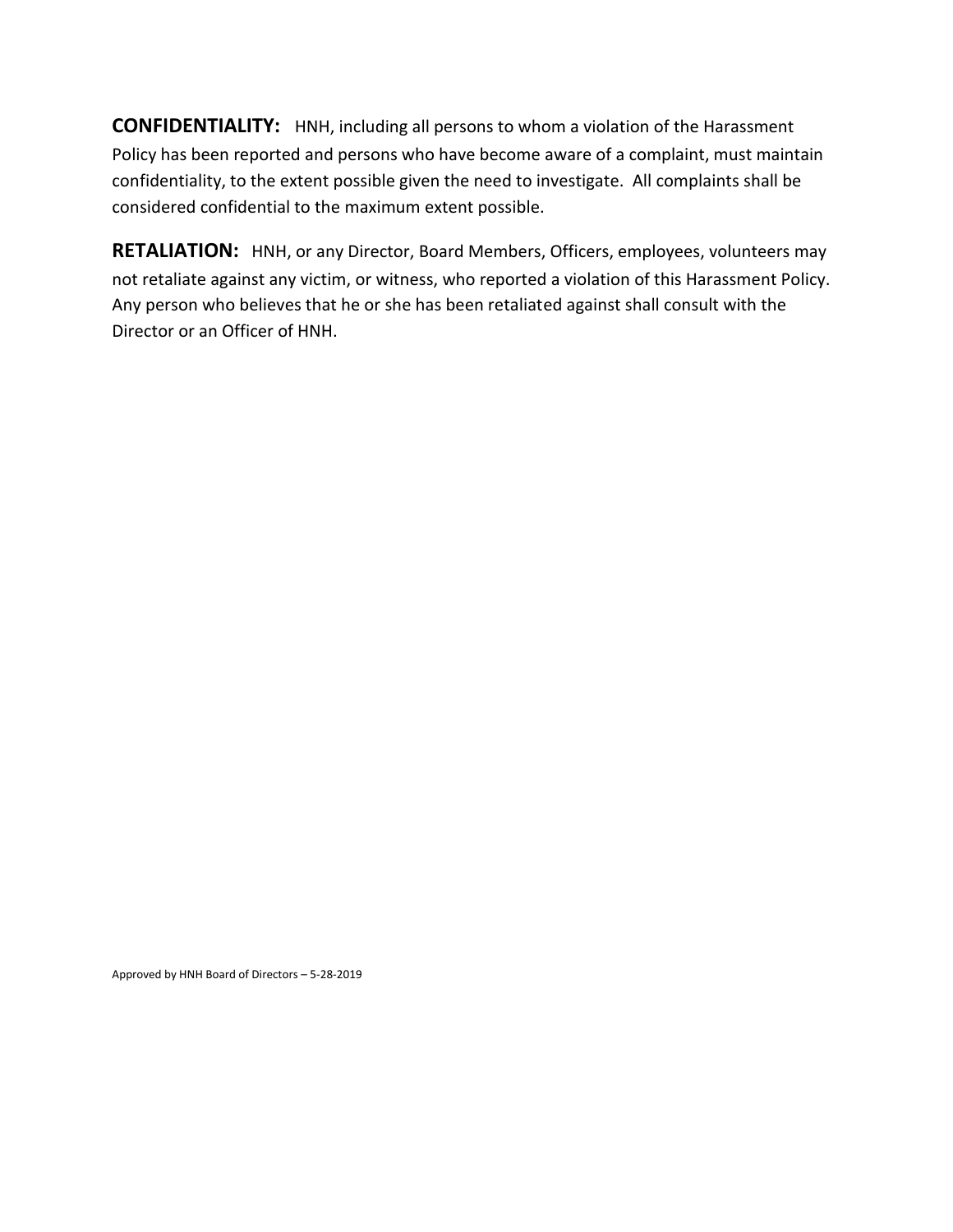**CONFIDENTIALITY:** HNH, including all persons to whom a violation of the Harassment Policy has been reported and persons who have become aware of a complaint, must maintain confidentiality, to the extent possible given the need to investigate. All complaints shall be considered confidential to the maximum extent possible.

**RETALIATION:** HNH, or any Director, Board Members, Officers, employees, volunteers may not retaliate against any victim, or witness, who reported a violation of this Harassment Policy. Any person who believes that he or she has been retaliated against shall consult with the Director or an Officer of HNH.

Approved by HNH Board of Directors – 5-28-2019